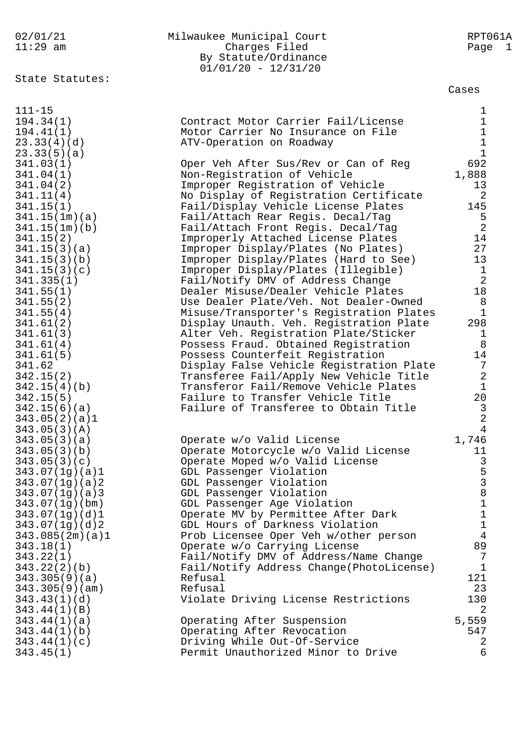Milwaukee Municipal Court
Charges Filed
By Statute/Ordinance
01/01/20 - 12/31/20

02/01/21 11:29 am — RPT061A

## State Statutes:

| Statute | Description | Cases |
|---|---|---|
| 111-15 | | 1 |
| 194.34(1) | Contract Motor Carrier Fail/License | 1 |
| 194.41(1) | Motor Carrier No Insurance on File | 1 |
| 23.33(4)(d) | ATV-Operation on Roadway | 1 |
| 23.33(5)(a) | | 1 |
| 341.03(1) | Oper Veh After Sus/Rev or Can of Reg | 692 |
| 341.04(1) | Non-Registration of Vehicle | 1,888 |
| 341.04(2) | Improper Registration of Vehicle | 13 |
| 341.11(4) | No Display of Registration Certificate | 2 |
| 341.15(1) | Fail/Display Vehicle License Plates | 145 |
| 341.15(1m)(a) | Fail/Attach Rear Regis. Decal/Tag | 5 |
| 341.15(1m)(b) | Fail/Attach Front Regis. Decal/Tag | 2 |
| 341.15(2) | Improperly Attached License Plates | 14 |
| 341.15(3)(a) | Improper Display/Plates (No Plates) | 27 |
| 341.15(3)(b) | Improper Display/Plates (Hard to See) | 13 |
| 341.15(3)(c) | Improper Display/Plates (Illegible) | 1 |
| 341.335(1) | Fail/Notify DMV of Address Change | 2 |
| 341.55(1) | Dealer Misuse/Dealer Vehicle Plates | 18 |
| 341.55(2) | Use Dealer Plate/Veh. Not Dealer-Owned | 8 |
| 341.55(4) | Misuse/Transporter's Registration Plates | 1 |
| 341.61(2) | Display Unauth. Veh. Registration Plate | 298 |
| 341.61(3) | Alter Veh. Registration Plate/Sticker | 1 |
| 341.61(4) | Possess Fraud. Obtained Registration | 8 |
| 341.61(5) | Possess Counterfeit Registration | 14 |
| 341.62 | Display False Vehicle Registration Plate | 7 |
| 342.15(2) | Transferee Fail/Apply New Vehicle Title | 2 |
| 342.15(4)(b) | Transferor Fail/Remove Vehicle Plates | 1 |
| 342.15(5) | Failure to Transfer Vehicle Title | 20 |
| 342.15(6)(a) | Failure of Transferee to Obtain Title | 3 |
| 343.05(2)(a)1 | | 2 |
| 343.05(3)(A) | | 4 |
| 343.05(3)(a) | Operate w/o Valid License | 1,746 |
| 343.05(3)(b) | Operate Motorcycle w/o Valid License | 11 |
| 343.05(3)(c) | Operate Moped w/o Valid License | 3 |
| 343.07(1g)(a)1 | GDL Passenger Violation | 5 |
| 343.07(1g)(a)2 | GDL Passenger Violation | 3 |
| 343.07(1g)(a)3 | GDL Passenger Violation | 8 |
| 343.07(1g)(bm) | GDL Passenger Age Violation | 1 |
| 343.07(1g)(d)1 | Operate MV by Permittee After Dark | 1 |
| 343.07(1g)(d)2 | GDL Hours of Darkness Violation | 1 |
| 343.085(2m)(a)1 | Prob Licensee Oper Veh w/other person | 4 |
| 343.18(1) | Operate w/o Carrying License | 89 |
| 343.22(1) | Fail/Notify DMV of Address/Name Change | 7 |
| 343.22(2)(b) | Fail/Notify Address Change(PhotoLicense) | 1 |
| 343.305(9)(a) | Refusal | 121 |
| 343.305(9)(am) | Refusal | 23 |
| 343.43(1)(d) | Violate Driving License Restrictions | 130 |
| 343.44(1)(B) | | 2 |
| 343.44(1)(a) | Operating After Suspension | 5,559 |
| 343.44(1)(b) | Operating After Revocation | 547 |
| 343.44(1)(c) | Driving While Out-Of-Service | 2 |
| 343.45(1) | Permit Unauthorized Minor to Drive | 6 |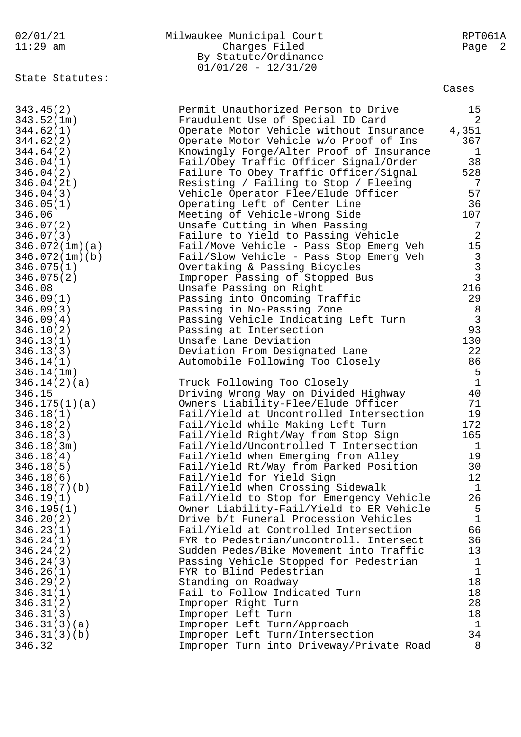Milwaukee Municipal Court
Charges Filed
By Statute/Ordinance
01/01/20 - 12/31/20

State Statutes:

| Statute | Description | Cases |
|---|---|---|
| 343.45(2) | Permit Unauthorized Person to Drive | 15 |
| 343.52(1m) | Fraudulent Use of Special ID Card | 2 |
| 344.62(1) | Operate Motor Vehicle without Insurance | 4,351 |
| 344.62(2) | Operate Motor Vehicle w/o Proof of Ins | 367 |
| 344.64(2) | Knowingly Forge/Alter Proof of Insurance | 1 |
| 346.04(1) | Fail/Obey Traffic Officer Signal/Order | 38 |
| 346.04(2) | Failure To Obey Traffic Officer/Signal | 528 |
| 346.04(2t) | Resisting / Failing to Stop / Fleeing | 7 |
| 346.04(3) | Vehicle Operator Flee/Elude Officer | 57 |
| 346.05(1) | Operating Left of Center Line | 36 |
| 346.06 | Meeting of Vehicle-Wrong Side | 107 |
| 346.07(2) | Unsafe Cutting in When Passing | 7 |
| 346.07(3) | Failure to Yield to Passing Vehicle | 2 |
| 346.072(1m)(a) | Fail/Move Vehicle - Pass Stop Emerg Veh | 15 |
| 346.072(1m)(b) | Fail/Slow Vehicle - Pass Stop Emerg Veh | 3 |
| 346.075(1) | Overtaking & Passing Bicycles | 3 |
| 346.075(2) | Improper Passing of Stopped Bus | 3 |
| 346.08 | Unsafe Passing on Right | 216 |
| 346.09(1) | Passing into Oncoming Traffic | 29 |
| 346.09(3) | Passing in No-Passing Zone | 8 |
| 346.09(4) | Passing Vehicle Indicating Left Turn | 3 |
| 346.10(2) | Passing at Intersection | 93 |
| 346.13(1) | Unsafe Lane Deviation | 130 |
| 346.13(3) | Deviation From Designated Lane | 22 |
| 346.14(1) | Automobile Following Too Closely | 86 |
| 346.14(1m) | | 5 |
| 346.14(2)(a) | Truck Following Too Closely | 1 |
| 346.15 | Driving Wrong Way on Divided Highway | 40 |
| 346.175(1)(a) | Owners Liability-Flee/Elude Officer | 71 |
| 346.18(1) | Fail/Yield at Uncontrolled Intersection | 19 |
| 346.18(2) | Fail/Yield while Making Left Turn | 172 |
| 346.18(3) | Fail/Yield Right/Way from Stop Sign | 165 |
| 346.18(3m) | Fail/Yield/Uncontrolled T Intersection | 1 |
| 346.18(4) | Fail/Yield when Emerging from Alley | 19 |
| 346.18(5) | Fail/Yield Rt/Way from Parked Position | 30 |
| 346.18(6) | Fail/Yield for Yield Sign | 12 |
| 346.18(7)(b) | Fail/Yield when Crossing Sidewalk | 1 |
| 346.19(1) | Fail/Yield to Stop for Emergency Vehicle | 26 |
| 346.195(1) | Owner Liability-Fail/Yield to ER Vehicle | 5 |
| 346.20(2) | Drive b/t Funeral Procession Vehicles | 1 |
| 346.23(1) | Fail/Yield at Controlled Intersection | 66 |
| 346.24(1) | FYR to Pedestrian/uncontroll. Intersect | 36 |
| 346.24(2) | Sudden Pedes/Bike Movement into Traffic | 13 |
| 346.24(3) | Passing Vehicle Stopped for Pedestrian | 1 |
| 346.26(1) | FYR to Blind Pedestrian | 1 |
| 346.29(2) | Standing on Roadway | 18 |
| 346.31(1) | Fail to Follow Indicated Turn | 18 |
| 346.31(2) | Improper Right Turn | 28 |
| 346.31(3) | Improper Left Turn | 18 |
| 346.31(3)(a) | Improper Left Turn/Approach | 1 |
| 346.31(3)(b) | Improper Left Turn/Intersection | 34 |
| 346.32 | Improper Turn into Driveway/Private Road | 8 |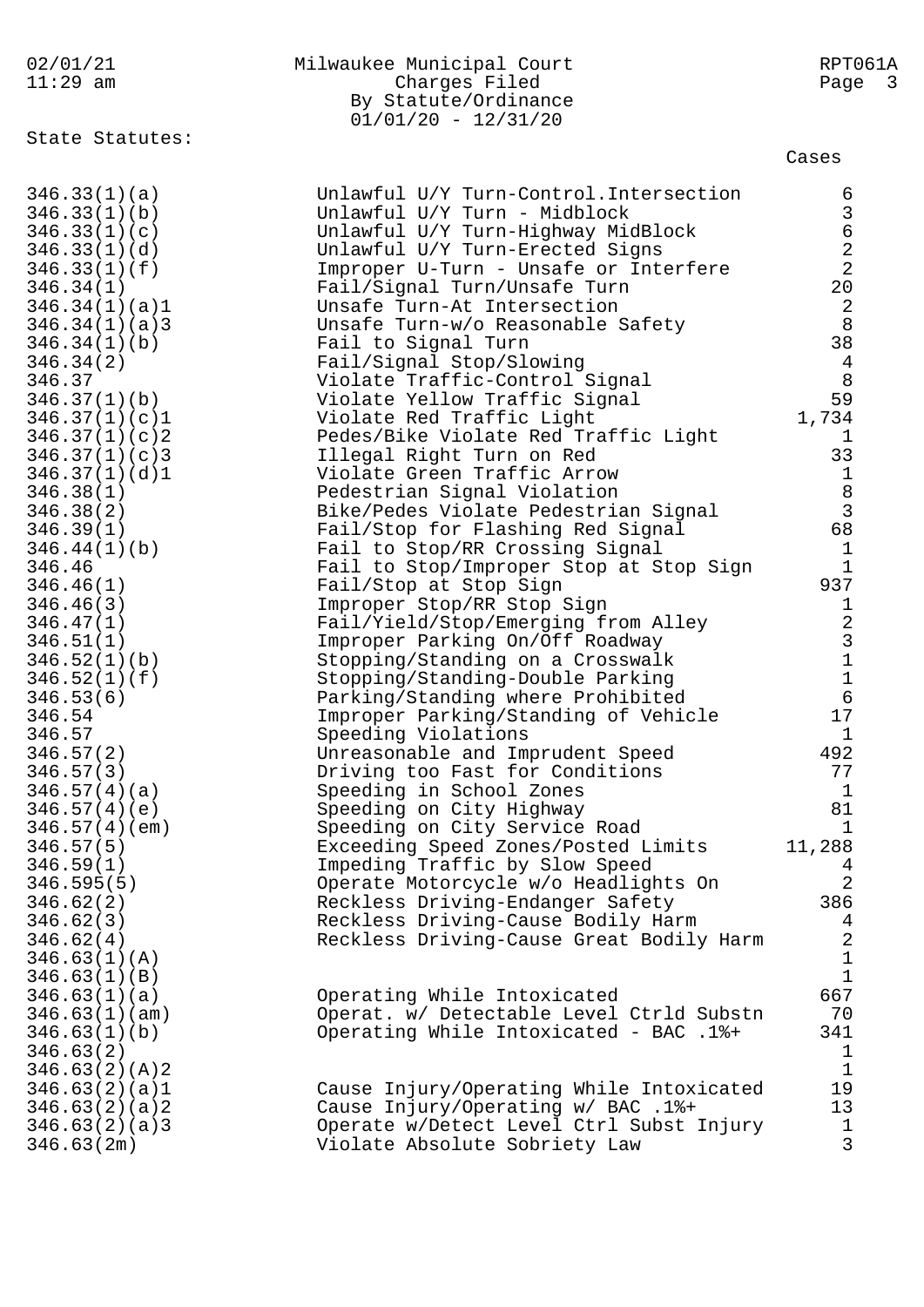Milwaukee Municipal Court
Charges Filed
By Statute/Ordinance
01/01/20 - 12/31/20

State Statutes:

| Statute | Description | Cases |
|---|---|---|
| 346.33(1)(a) | Unlawful U/Y Turn-Control.Intersection | 6 |
| 346.33(1)(b) | Unlawful U/Y Turn - Midblock | 3 |
| 346.33(1)(c) | Unlawful U/Y Turn-Highway MidBlock | 6 |
| 346.33(1)(d) | Unlawful U/Y Turn-Erected Signs | 2 |
| 346.33(1)(f) | Improper U-Turn - Unsafe or Interfere | 2 |
| 346.34(1) | Fail/Signal Turn/Unsafe Turn | 20 |
| 346.34(1)(a)1 | Unsafe Turn-At Intersection | 2 |
| 346.34(1)(a)3 | Unsafe Turn-w/o Reasonable Safety | 8 |
| 346.34(1)(b) | Fail to Signal Turn | 38 |
| 346.34(2) | Fail/Signal Stop/Slowing | 4 |
| 346.37 | Violate Traffic-Control Signal | 8 |
| 346.37(1)(b) | Violate Yellow Traffic Signal | 59 |
| 346.37(1)(c)1 | Violate Red Traffic Light | 1,734 |
| 346.37(1)(c)2 | Pedes/Bike Violate Red Traffic Light | 1 |
| 346.37(1)(c)3 | Illegal Right Turn on Red | 33 |
| 346.37(1)(d)1 | Violate Green Traffic Arrow | 1 |
| 346.38(1) | Pedestrian Signal Violation | 8 |
| 346.38(2) | Bike/Pedes Violate Pedestrian Signal | 3 |
| 346.39(1) | Fail/Stop for Flashing Red Signal | 68 |
| 346.44(1)(b) | Fail to Stop/RR Crossing Signal | 1 |
| 346.46 | Fail to Stop/Improper Stop at Stop Sign | 1 |
| 346.46(1) | Fail/Stop at Stop Sign | 937 |
| 346.46(3) | Improper Stop/RR Stop Sign | 1 |
| 346.47(1) | Fail/Yield/Stop/Emerging from Alley | 2 |
| 346.51(1) | Improper Parking On/Off Roadway | 3 |
| 346.52(1)(b) | Stopping/Standing on a Crosswalk | 1 |
| 346.52(1)(f) | Stopping/Standing-Double Parking | 1 |
| 346.53(6) | Parking/Standing where Prohibited | 6 |
| 346.54 | Improper Parking/Standing of Vehicle | 17 |
| 346.57 | Speeding Violations | 1 |
| 346.57(2) | Unreasonable and Imprudent Speed | 492 |
| 346.57(3) | Driving too Fast for Conditions | 77 |
| 346.57(4)(a) | Speeding in School Zones | 1 |
| 346.57(4)(e) | Speeding on City Highway | 81 |
| 346.57(4)(em) | Speeding on City Service Road | 1 |
| 346.57(5) | Exceeding Speed Zones/Posted Limits | 11,288 |
| 346.59(1) | Impeding Traffic by Slow Speed | 4 |
| 346.595(5) | Operate Motorcycle w/o Headlights On | 2 |
| 346.62(2) | Reckless Driving-Endanger Safety | 386 |
| 346.62(3) | Reckless Driving-Cause Bodily Harm | 4 |
| 346.62(4) | Reckless Driving-Cause Great Bodily Harm | 2 |
| 346.63(1)(A) | | 1 |
| 346.63(1)(B) | | 1 |
| 346.63(1)(a) | Operating While Intoxicated | 667 |
| 346.63(1)(am) | Operat. w/ Detectable Level Ctrld Substn | 70 |
| 346.63(1)(b) | Operating While Intoxicated - BAC .1%+ | 341 |
| 346.63(2) | | 1 |
| 346.63(2)(A)2 | | 1 |
| 346.63(2)(a)1 | Cause Injury/Operating While Intoxicated | 19 |
| 346.63(2)(a)2 | Cause Injury/Operating w/ BAC .1%+ | 13 |
| 346.63(2)(a)3 | Operate w/Detect Level Ctrl Subst Injury | 1 |
| 346.63(2m) | Violate Absolute Sobriety Law | 3 |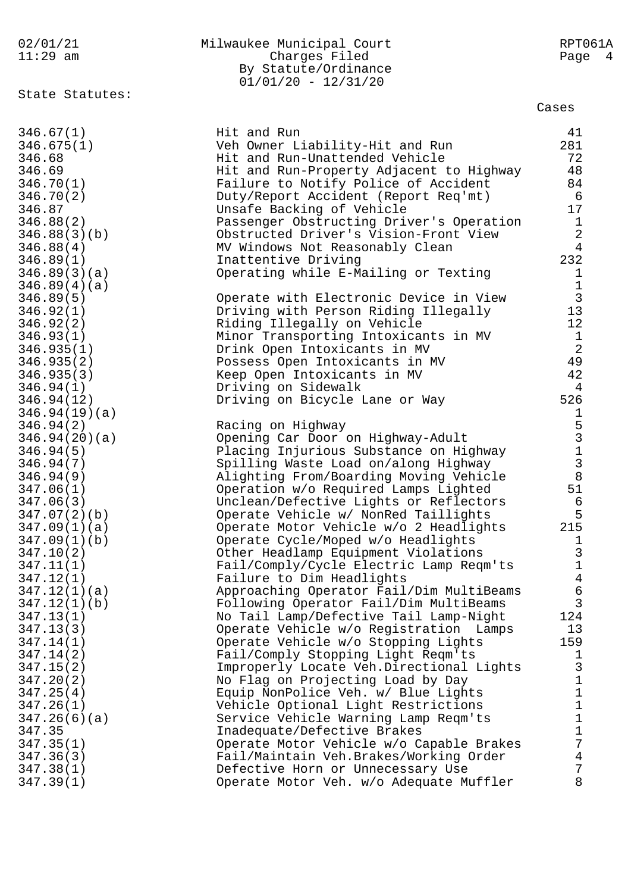Milwaukee Municipal Court
Charges Filed
By Statute/Ordinance
01/01/20 - 12/31/20

State Statutes:

| Statute | Description | Cases |
|---|---|---|
| 346.67(1) | Hit and Run | 41 |
| 346.675(1) | Veh Owner Liability-Hit and Run | 281 |
| 346.68 | Hit and Run-Unattended Vehicle | 72 |
| 346.69 | Hit and Run-Property Adjacent to Highway | 48 |
| 346.70(1) | Failure to Notify Police of Accident | 84 |
| 346.70(2) | Duty/Report Accident (Report Req'mt) | 6 |
| 346.87 | Unsafe Backing of Vehicle | 17 |
| 346.88(2) | Passenger Obstructing Driver's Operation | 1 |
| 346.88(3)(b) | Obstructed Driver's Vision-Front View | 2 |
| 346.88(4) | MV Windows Not Reasonably Clean | 4 |
| 346.89(1) | Inattentive Driving | 232 |
| 346.89(3)(a) | Operating while E-Mailing or Texting | 1 |
| 346.89(4)(a) | | 1 |
| 346.89(5) | Operate with Electronic Device in View | 3 |
| 346.92(1) | Driving with Person Riding Illegally | 13 |
| 346.92(2) | Riding Illegally on Vehicle | 12 |
| 346.93(1) | Minor Transporting Intoxicants in MV | 1 |
| 346.935(1) | Drink Open Intoxicants in MV | 2 |
| 346.935(2) | Possess Open Intoxicants in MV | 49 |
| 346.935(3) | Keep Open Intoxicants in MV | 42 |
| 346.94(1) | Driving on Sidewalk | 4 |
| 346.94(12) | Driving on Bicycle Lane or Way | 526 |
| 346.94(19)(a) | | 1 |
| 346.94(2) | Racing on Highway | 5 |
| 346.94(20)(a) | Opening Car Door on Highway-Adult | 3 |
| 346.94(5) | Placing Injurious Substance on Highway | 1 |
| 346.94(7) | Spilling Waste Load on/along Highway | 3 |
| 346.94(9) | Alighting From/Boarding Moving Vehicle | 8 |
| 347.06(1) | Operation w/o Required Lamps Lighted | 51 |
| 347.06(3) | Unclean/Defective Lights or Reflectors | 6 |
| 347.07(2)(b) | Operate Vehicle w/ NonRed Taillights | 5 |
| 347.09(1)(a) | Operate Motor Vehicle w/o 2 Headlights | 215 |
| 347.09(1)(b) | Operate Cycle/Moped w/o Headlights | 1 |
| 347.10(2) | Other Headlamp Equipment Violations | 3 |
| 347.11(1) | Fail/Comply/Cycle Electric Lamp Reqm'ts | 1 |
| 347.12(1) | Failure to Dim Headlights | 4 |
| 347.12(1)(a) | Approaching Operator Fail/Dim MultiBeams | 6 |
| 347.12(1)(b) | Following Operator Fail/Dim MultiBeams | 3 |
| 347.13(1) | No Tail Lamp/Defective Tail Lamp-Night | 124 |
| 347.13(3) | Operate Vehicle w/o Registration Lamps | 13 |
| 347.14(1) | Operate Vehicle w/o Stopping Lights | 159 |
| 347.14(2) | Fail/Comply Stopping Light Reqm'ts | 1 |
| 347.15(2) | Improperly Locate Veh.Directional Lights | 3 |
| 347.20(2) | No Flag on Projecting Load by Day | 1 |
| 347.25(4) | Equip NonPolice Veh. w/ Blue Lights | 1 |
| 347.26(1) | Vehicle Optional Light Restrictions | 1 |
| 347.26(6)(a) | Service Vehicle Warning Lamp Reqm'ts | 1 |
| 347.35 | Inadequate/Defective Brakes | 1 |
| 347.35(1) | Operate Motor Vehicle w/o Capable Brakes | 7 |
| 347.36(3) | Fail/Maintain Veh.Brakes/Working Order | 4 |
| 347.38(1) | Defective Horn or Unnecessary Use | 7 |
| 347.39(1) | Operate Motor Veh. w/o Adequate Muffler | 8 |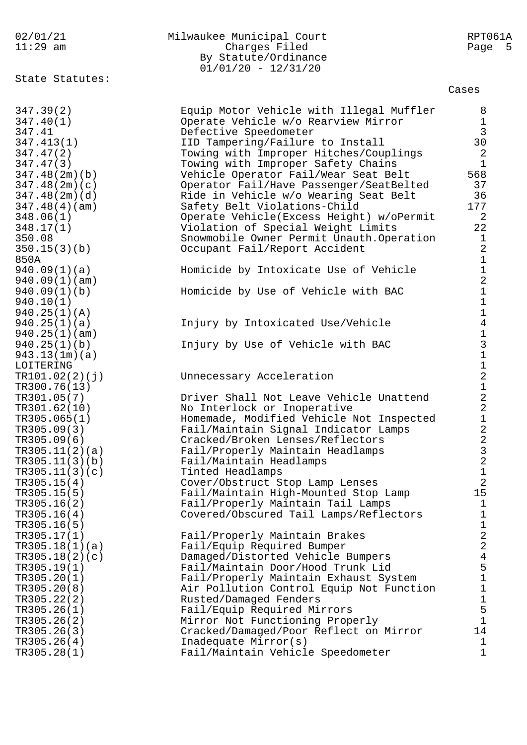Milwaukee Municipal Court
Charges Filed
By Statute/Ordinance
01/01/20 - 12/31/20

State Statutes:

| Statute | Description | Cases |
|---|---|---|
| 347.39(2) | Equip Motor Vehicle with Illegal Muffler | 8 |
| 347.40(1) | Operate Vehicle w/o Rearview Mirror | 1 |
| 347.41 | Defective Speedometer | 3 |
| 347.413(1) | IID Tampering/Failure to Install | 30 |
| 347.47(2) | Towing with Improper Hitches/Couplings | 2 |
| 347.47(3) | Towing with Improper Safety Chains | 1 |
| 347.48(2m)(b) | Vehicle Operator Fail/Wear Seat Belt | 568 |
| 347.48(2m)(c) | Operator Fail/Have Passenger/SeatBelted | 37 |
| 347.48(2m)(d) | Ride in Vehicle w/o Wearing Seat Belt | 36 |
| 347.48(4)(am) | Safety Belt Violations-Child | 177 |
| 348.06(1) | Operate Vehicle(Excess Height) w/oPermit | 2 |
| 348.17(1) | Violation of Special Weight Limits | 22 |
| 350.08 | Snowmobile Owner Permit Unauth.Operation | 1 |
| 350.15(3)(b) | Occupant Fail/Report Accident | 2 |
| 850A | | 1 |
| 940.09(1)(a) | Homicide by Intoxicate Use of Vehicle | 1 |
| 940.09(1)(am) | | 2 |
| 940.09(1)(b) | Homicide by Use of Vehicle with BAC | 1 |
| 940.10(1) | | 1 |
| 940.25(1)(A) | | 1 |
| 940.25(1)(a) | Injury by Intoxicated Use/Vehicle | 4 |
| 940.25(1)(am) | | 1 |
| 940.25(1)(b) | Injury by Use of Vehicle with BAC | 3 |
| 943.13(1m)(a) | | 1 |
| LOITERING | | 1 |
| TR101.02(2)(j) | Unnecessary Acceleration | 2 |
| TR300.76(13) | | 1 |
| TR301.05(7) | Driver Shall Not Leave Vehicle Unattend | 2 |
| TR301.62(10) | No Interlock or Inoperative | 2 |
| TR305.065(1) | Homemade, Modified Vehicle Not Inspected | 1 |
| TR305.09(3) | Fail/Maintain Signal Indicator Lamps | 2 |
| TR305.09(6) | Cracked/Broken Lenses/Reflectors | 2 |
| TR305.11(2)(a) | Fail/Properly Maintain Headlamps | 3 |
| TR305.11(3)(b) | Fail/Maintain Headlamps | 2 |
| TR305.11(3)(c) | Tinted Headlamps | 1 |
| TR305.15(4) | Cover/Obstruct Stop Lamp Lenses | 2 |
| TR305.15(5) | Fail/Maintain High-Mounted Stop Lamp | 15 |
| TR305.16(2) | Fail/Properly Maintain Tail Lamps | 1 |
| TR305.16(4) | Covered/Obscured Tail Lamps/Reflectors | 1 |
| TR305.16(5) | | 1 |
| TR305.17(1) | Fail/Properly Maintain Brakes | 2 |
| TR305.18(1)(a) | Fail/Equip Required Bumper | 2 |
| TR305.18(2)(c) | Damaged/Distorted Vehicle Bumpers | 4 |
| TR305.19(1) | Fail/Maintain Door/Hood Trunk Lid | 5 |
| TR305.20(1) | Fail/Properly Maintain Exhaust System | 1 |
| TR305.20(8) | Air Pollution Control Equip Not Function | 1 |
| TR305.22(2) | Rusted/Damaged Fenders | 1 |
| TR305.26(1) | Fail/Equip Required Mirrors | 5 |
| TR305.26(2) | Mirror Not Functioning Properly | 1 |
| TR305.26(3) | Cracked/Damaged/Poor Reflect on Mirror | 14 |
| TR305.26(4) | Inadequate Mirror(s) | 1 |
| TR305.28(1) | Fail/Maintain Vehicle Speedometer | 1 |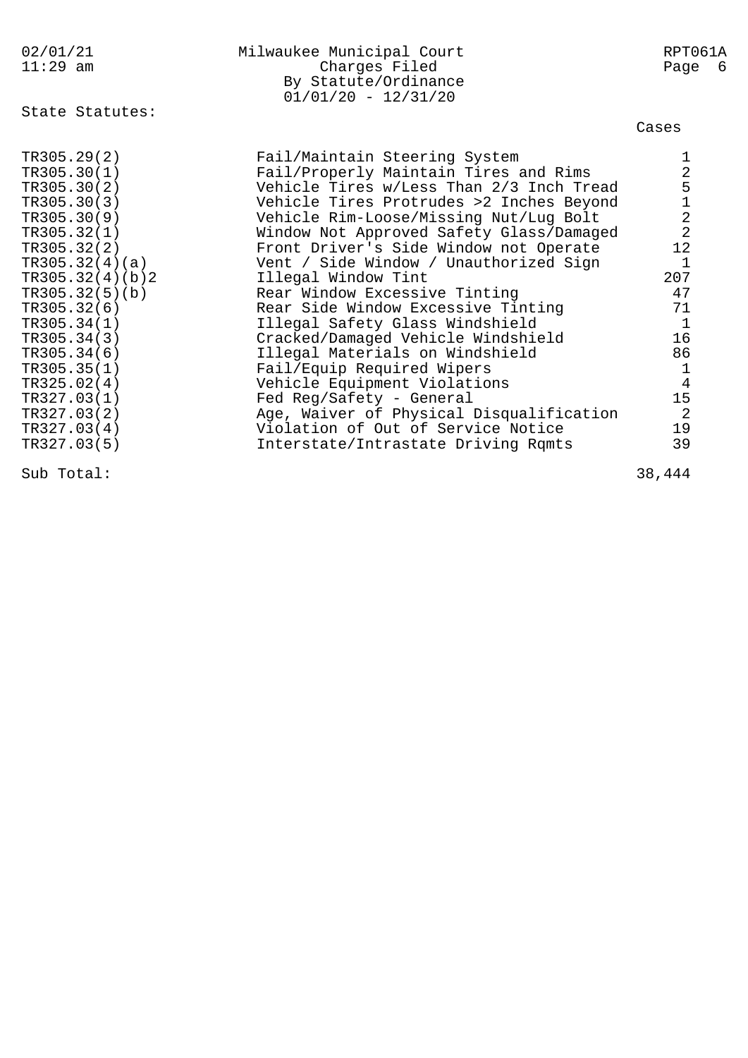Milwaukee Municipal Court
Charges Filed
By Statute/Ordinance
01/01/20 - 12/31/20

State Statutes:

| Statute | Description | Cases |
|---|---|---|
| TR305.29(2) | Fail/Maintain Steering System | 1 |
| TR305.30(1) | Fail/Properly Maintain Tires and Rims | 2 |
| TR305.30(2) | Vehicle Tires w/Less Than 2/3 Inch Tread | 5 |
| TR305.30(3) | Vehicle Tires Protrudes >2 Inches Beyond | 1 |
| TR305.30(9) | Vehicle Rim-Loose/Missing Nut/Lug Bolt | 2 |
| TR305.32(1) | Window Not Approved Safety Glass/Damaged | 2 |
| TR305.32(2) | Front Driver's Side Window not Operate | 12 |
| TR305.32(4)(a) | Vent / Side Window / Unauthorized Sign | 1 |
| TR305.32(4)(b)2 | Illegal Window Tint | 207 |
| TR305.32(5)(b) | Rear Window Excessive Tinting | 47 |
| TR305.32(6) | Rear Side Window Excessive Tinting | 71 |
| TR305.34(1) | Illegal Safety Glass Windshield | 1 |
| TR305.34(3) | Cracked/Damaged Vehicle Windshield | 16 |
| TR305.34(6) | Illegal Materials on Windshield | 86 |
| TR305.35(1) | Fail/Equip Required Wipers | 1 |
| TR325.02(4) | Vehicle Equipment Violations | 4 |
| TR327.03(1) | Fed Reg/Safety - General | 15 |
| TR327.03(2) | Age, Waiver of Physical Disqualification | 2 |
| TR327.03(4) | Violation of Out of Service Notice | 19 |
| TR327.03(5) | Interstate/Intrastate Driving Rqmts | 39 |
| Sub Total: | | 38,444 |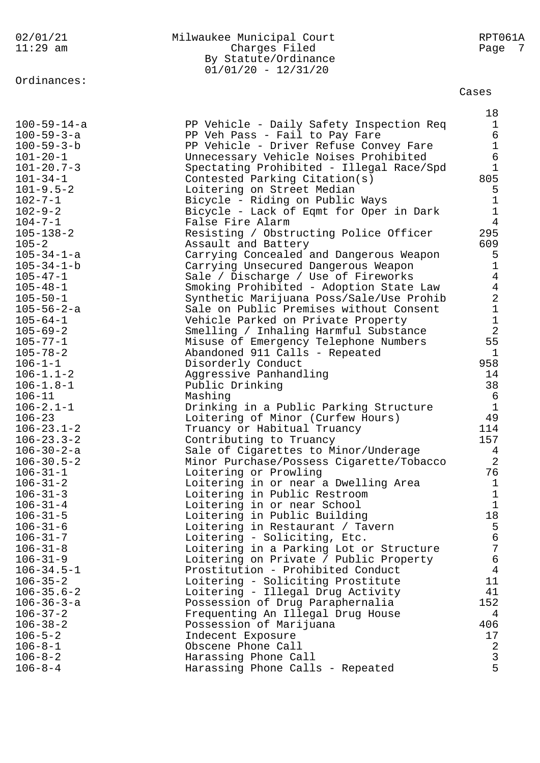Ordinances:

| Ordinance | Description | Cases |
|---|---|---|
| | | 18 |
| 100-59-14-a | PP Vehicle - Daily Safety Inspection Req | 1 |
| 100-59-3-a | PP Veh Pass - Fail to Pay Fare | 6 |
| 100-59-3-b | PP Vehicle - Driver Refuse Convey Fare | 1 |
| 101-20-1 | Unnecessary Vehicle Noises Prohibited | 6 |
| 101-20.7-3 | Spectating Prohibited - Illegal Race/Spd | 1 |
| 101-34-1 | Contested Parking Citation(s) | 805 |
| 101-9.5-2 | Loitering on Street Median | 5 |
| 102-7-1 | Bicycle - Riding on Public Ways | 1 |
| 102-9-2 | Bicycle - Lack of Eqmt for Oper in Dark | 1 |
| 104-7-1 | False Fire Alarm | 4 |
| 105-138-2 | Resisting / Obstructing Police Officer | 295 |
| 105-2 | Assault and Battery | 609 |
| 105-34-1-a | Carrying Concealed and Dangerous Weapon | 5 |
| 105-34-1-b | Carrying Unsecured Dangerous Weapon | 1 |
| 105-47-1 | Sale / Discharge / Use of Fireworks | 4 |
| 105-48-1 | Smoking Prohibited - Adoption State Law | 4 |
| 105-50-1 | Synthetic Marijuana Poss/Sale/Use Prohib | 2 |
| 105-56-2-a | Sale on Public Premises without Consent | 1 |
| 105-64-1 | Vehicle Parked on Private Property | 1 |
| 105-69-2 | Smelling / Inhaling Harmful Substance | 2 |
| 105-77-1 | Misuse of Emergency Telephone Numbers | 55 |
| 105-78-2 | Abandoned 911 Calls - Repeated | 1 |
| 106-1-1 | Disorderly Conduct | 958 |
| 106-1.1-2 | Aggressive Panhandling | 14 |
| 106-1.8-1 | Public Drinking | 38 |
| 106-11 | Mashing | 6 |
| 106-2.1-1 | Drinking in a Public Parking Structure | 1 |
| 106-23 | Loitering of Minor (Curfew Hours) | 49 |
| 106-23.1-2 | Truancy or Habitual Truancy | 114 |
| 106-23.3-2 | Contributing to Truancy | 157 |
| 106-30-2-a | Sale of Cigarettes to Minor/Underage | 4 |
| 106-30.5-2 | Minor Purchase/Possess Cigarette/Tobacco | 2 |
| 106-31-1 | Loitering or Prowling | 76 |
| 106-31-2 | Loitering in or near a Dwelling Area | 1 |
| 106-31-3 | Loitering in Public Restroom | 1 |
| 106-31-4 | Loitering in or near School | 1 |
| 106-31-5 | Loitering in Public Building | 18 |
| 106-31-6 | Loitering in Restaurant / Tavern | 5 |
| 106-31-7 | Loitering - Soliciting, Etc. | 6 |
| 106-31-8 | Loitering in a Parking Lot or Structure | 7 |
| 106-31-9 | Loitering on Private / Public Property | 6 |
| 106-34.5-1 | Prostitution - Prohibited Conduct | 4 |
| 106-35-2 | Loitering - Soliciting Prostitute | 11 |
| 106-35.6-2 | Loitering - Illegal Drug Activity | 41 |
| 106-36-3-a | Possession of Drug Paraphernalia | 152 |
| 106-37-2 | Frequenting An Illegal Drug House | 4 |
| 106-38-2 | Possession of Marijuana | 406 |
| 106-5-2 | Indecent Exposure | 17 |
| 106-8-1 | Obscene Phone Call | 2 |
| 106-8-2 | Harassing Phone Call | 3 |
| 106-8-4 | Harassing Phone Calls - Repeated | 5 |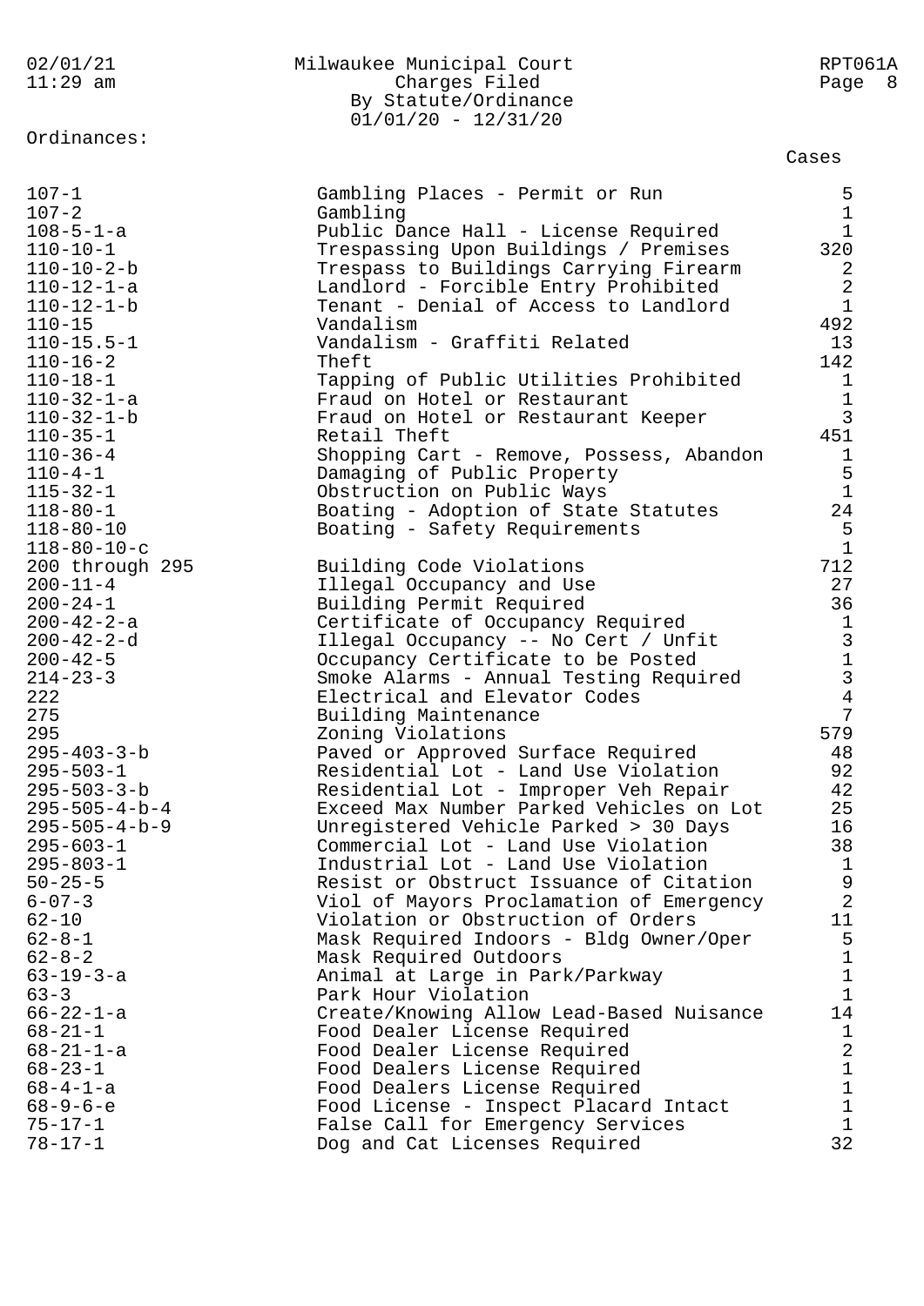Milwaukee Municipal Court
Charges Filed
By Statute/Ordinance
01/01/20 - 12/31/20

Ordinances:

| Ordinance | Description | Cases |
|---|---|---|
| 107-1 | Gambling Places - Permit or Run | 5 |
| 107-2 | Gambling | 1 |
| 108-5-1-a | Public Dance Hall - License Required | 1 |
| 110-10-1 | Trespassing Upon Buildings / Premises | 320 |
| 110-10-2-b | Trespass to Buildings Carrying Firearm | 2 |
| 110-12-1-a | Landlord - Forcible Entry Prohibited | 2 |
| 110-12-1-b | Tenant - Denial of Access to Landlord | 1 |
| 110-15 | Vandalism | 492 |
| 110-15.5-1 | Vandalism - Graffiti Related | 13 |
| 110-16-2 | Theft | 142 |
| 110-18-1 | Tapping of Public Utilities Prohibited | 1 |
| 110-32-1-a | Fraud on Hotel or Restaurant | 1 |
| 110-32-1-b | Fraud on Hotel or Restaurant Keeper | 3 |
| 110-35-1 | Retail Theft | 451 |
| 110-36-4 | Shopping Cart - Remove, Possess, Abandon | 1 |
| 110-4-1 | Damaging of Public Property | 5 |
| 115-32-1 | Obstruction on Public Ways | 1 |
| 118-80-1 | Boating - Adoption of State Statutes | 24 |
| 118-80-10 | Boating - Safety Requirements | 5 |
| 118-80-10-c | | 1 |
| 200 through 295 | Building Code Violations | 712 |
| 200-11-4 | Illegal Occupancy and Use | 27 |
| 200-24-1 | Building Permit Required | 36 |
| 200-42-2-a | Certificate of Occupancy Required | 1 |
| 200-42-2-d | Illegal Occupancy -- No Cert / Unfit | 3 |
| 200-42-5 | Occupancy Certificate to be Posted | 1 |
| 214-23-3 | Smoke Alarms - Annual Testing Required | 3 |
| 222 | Electrical and Elevator Codes | 4 |
| 275 | Building Maintenance | 7 |
| 295 | Zoning Violations | 579 |
| 295-403-3-b | Paved or Approved Surface Required | 48 |
| 295-503-1 | Residential Lot - Land Use Violation | 92 |
| 295-503-3-b | Residential Lot - Improper Veh Repair | 42 |
| 295-505-4-b-4 | Exceed Max Number Parked Vehicles on Lot | 25 |
| 295-505-4-b-9 | Unregistered Vehicle Parked > 30 Days | 16 |
| 295-603-1 | Commercial Lot - Land Use Violation | 38 |
| 295-803-1 | Industrial Lot - Land Use Violation | 1 |
| 50-25-5 | Resist or Obstruct Issuance of Citation | 9 |
| 6-07-3 | Viol of Mayors Proclamation of Emergency | 2 |
| 62-10 | Violation or Obstruction of Orders | 11 |
| 62-8-1 | Mask Required Indoors - Bldg Owner/Oper | 5 |
| 62-8-2 | Mask Required Outdoors | 1 |
| 63-19-3-a | Animal at Large in Park/Parkway | 1 |
| 63-3 | Park Hour Violation | 1 |
| 66-22-1-a | Create/Knowing Allow Lead-Based Nuisance | 14 |
| 68-21-1 | Food Dealer License Required | 1 |
| 68-21-1-a | Food Dealer License Required | 2 |
| 68-23-1 | Food Dealers License Required | 1 |
| 68-4-1-a | Food Dealers License Required | 1 |
| 68-9-6-e | Food License - Inspect Placard Intact | 1 |
| 75-17-1 | False Call for Emergency Services | 1 |
| 78-17-1 | Dog and Cat Licenses Required | 32 |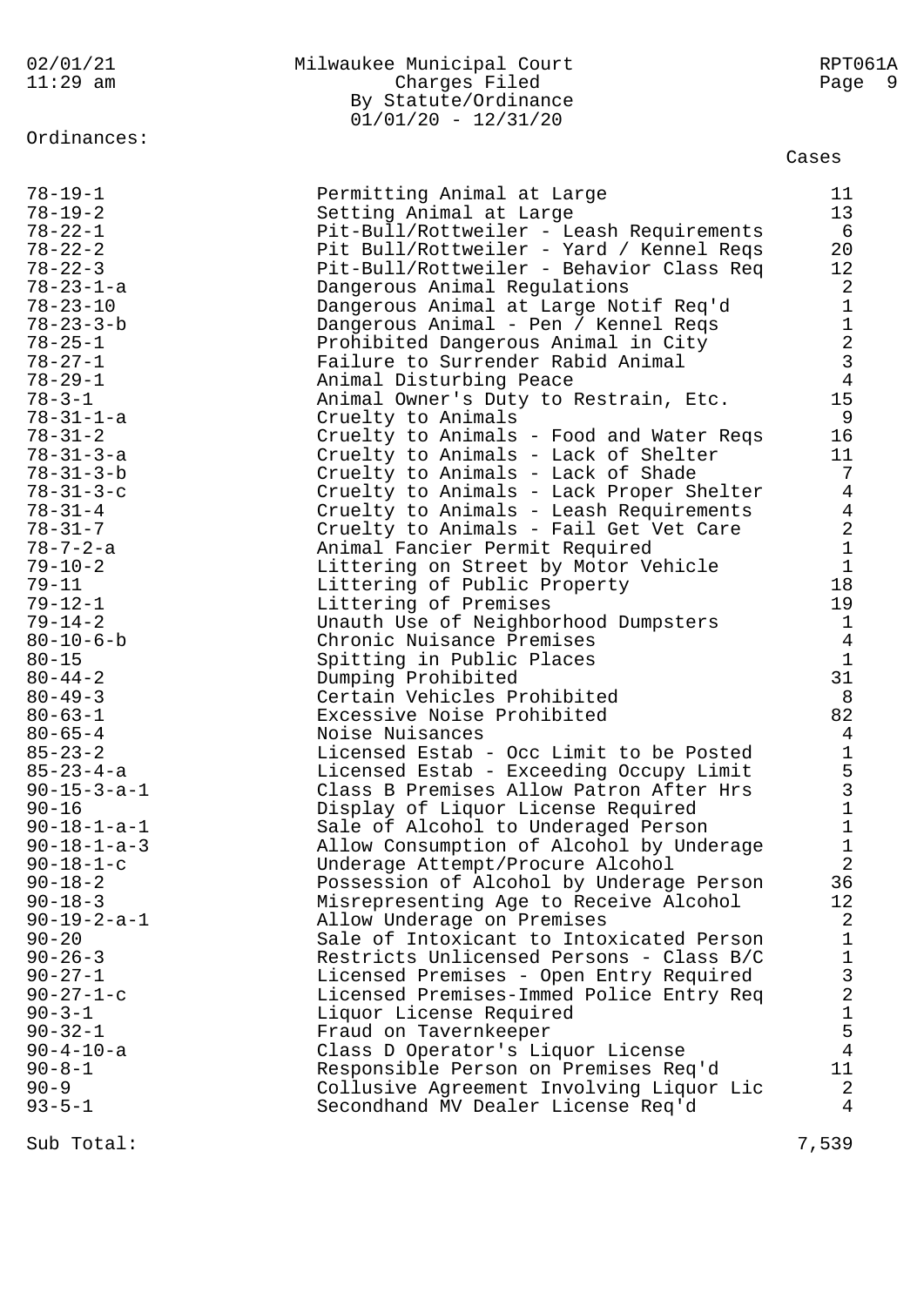Milwaukee Municipal Court
Charges Filed
By Statute/Ordinance
01/01/20 - 12/31/20

02/01/21 11:29 am — RPT061A

Ordinances:

| Ordinance | Description | Cases |
|---|---|---|
| 78-19-1 | Permitting Animal at Large | 11 |
| 78-19-2 | Setting Animal at Large | 13 |
| 78-22-1 | Pit-Bull/Rottweiler - Leash Requirements | 6 |
| 78-22-2 | Pit Bull/Rottweiler - Yard / Kennel Reqs | 20 |
| 78-22-3 | Pit-Bull/Rottweiler - Behavior Class Req | 12 |
| 78-23-1-a | Dangerous Animal Regulations | 2 |
| 78-23-10 | Dangerous Animal at Large Notif Req'd | 1 |
| 78-23-3-b | Dangerous Animal - Pen / Kennel Reqs | 1 |
| 78-25-1 | Prohibited Dangerous Animal in City | 2 |
| 78-27-1 | Failure to Surrender Rabid Animal | 3 |
| 78-29-1 | Animal Disturbing Peace | 4 |
| 78-3-1 | Animal Owner's Duty to Restrain, Etc. | 15 |
| 78-31-1-a | Cruelty to Animals | 9 |
| 78-31-2 | Cruelty to Animals - Food and Water Reqs | 16 |
| 78-31-3-a | Cruelty to Animals - Lack of Shelter | 11 |
| 78-31-3-b | Cruelty to Animals - Lack of Shade | 7 |
| 78-31-3-c | Cruelty to Animals - Lack Proper Shelter | 4 |
| 78-31-4 | Cruelty to Animals - Leash Requirements | 4 |
| 78-31-7 | Cruelty to Animals - Fail Get Vet Care | 2 |
| 78-7-2-a | Animal Fancier Permit Required | 1 |
| 79-10-2 | Littering on Street by Motor Vehicle | 1 |
| 79-11 | Littering of Public Property | 18 |
| 79-12-1 | Littering of Premises | 19 |
| 79-14-2 | Unauth Use of Neighborhood Dumpsters | 1 |
| 80-10-6-b | Chronic Nuisance Premises | 4 |
| 80-15 | Spitting in Public Places | 1 |
| 80-44-2 | Dumping Prohibited | 31 |
| 80-49-3 | Certain Vehicles Prohibited | 8 |
| 80-63-1 | Excessive Noise Prohibited | 82 |
| 80-65-4 | Noise Nuisances | 4 |
| 85-23-2 | Licensed Estab - Occ Limit to be Posted | 1 |
| 85-23-4-a | Licensed Estab - Exceeding Occupy Limit | 5 |
| 90-15-3-a-1 | Class B Premises Allow Patron After Hrs | 3 |
| 90-16 | Display of Liquor License Required | 1 |
| 90-18-1-a-1 | Sale of Alcohol to Underaged Person | 1 |
| 90-18-1-a-3 | Allow Consumption of Alcohol by Underage | 1 |
| 90-18-1-c | Underage Attempt/Procure Alcohol | 2 |
| 90-18-2 | Possession of Alcohol by Underage Person | 36 |
| 90-18-3 | Misrepresenting Age to Receive Alcohol | 12 |
| 90-19-2-a-1 | Allow Underage on Premises | 2 |
| 90-20 | Sale of Intoxicant to Intoxicated Person | 1 |
| 90-26-3 | Restricts Unlicensed Persons - Class B/C | 1 |
| 90-27-1 | Licensed Premises - Open Entry Required | 3 |
| 90-27-1-c | Licensed Premises-Immed Police Entry Req | 2 |
| 90-3-1 | Liquor License Required | 1 |
| 90-32-1 | Fraud on Tavernkeeper | 5 |
| 90-4-10-a | Class D Operator's Liquor License | 4 |
| 90-8-1 | Responsible Person on Premises Req'd | 11 |
| 90-9 | Collusive Agreement Involving Liquor Lic | 2 |
| 93-5-1 | Secondhand MV Dealer License Req'd | 4 |
| Sub Total: | | 7,539 |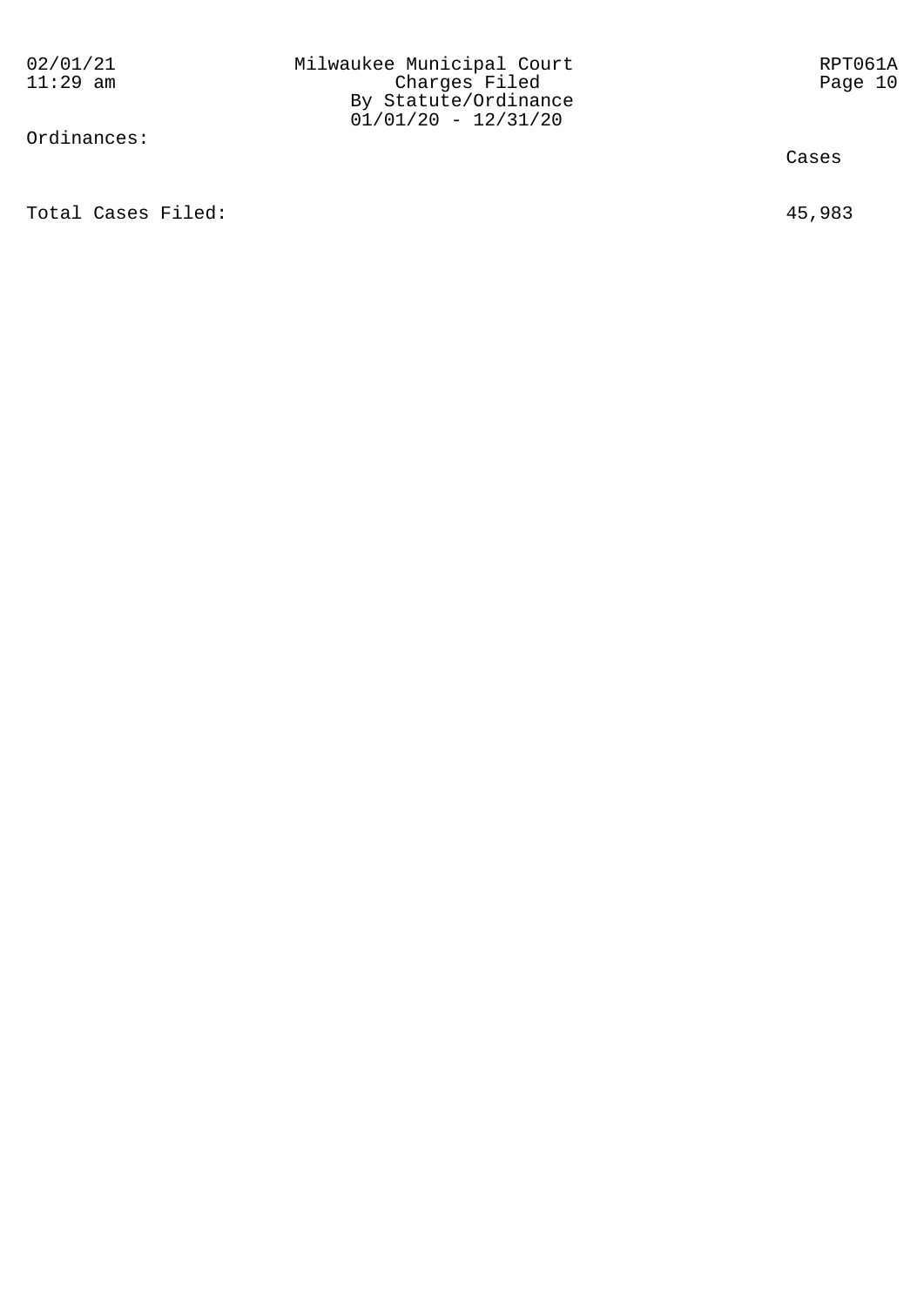Ordinances:

| | Cases |
|---|---|
| Total Cases Filed: | 45,983 |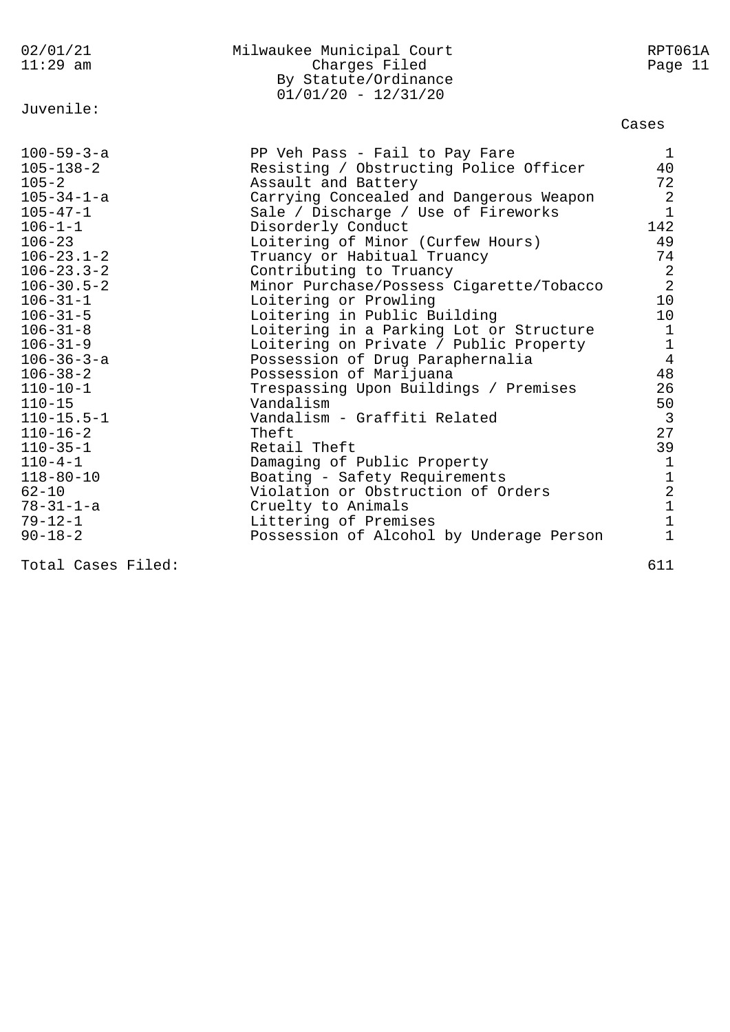Milwaukee Municipal Court
Charges Filed
By Statute/Ordinance
01/01/20 - 12/31/20

02/01/21
11:29 am

RPT061A

Juvenile:

| | | Cases |
|---|---|---|
| 100-59-3-a | PP Veh Pass - Fail to Pay Fare | 1 |
| 105-138-2 | Resisting / Obstructing Police Officer | 40 |
| 105-2 | Assault and Battery | 72 |
| 105-34-1-a | Carrying Concealed and Dangerous Weapon | 2 |
| 105-47-1 | Sale / Discharge / Use of Fireworks | 1 |
| 106-1-1 | Disorderly Conduct | 142 |
| 106-23 | Loitering of Minor (Curfew Hours) | 49 |
| 106-23.1-2 | Truancy or Habitual Truancy | 74 |
| 106-23.3-2 | Contributing to Truancy | 2 |
| 106-30.5-2 | Minor Purchase/Possess Cigarette/Tobacco | 2 |
| 106-31-1 | Loitering or Prowling | 10 |
| 106-31-5 | Loitering in Public Building | 10 |
| 106-31-8 | Loitering in a Parking Lot or Structure | 1 |
| 106-31-9 | Loitering on Private / Public Property | 1 |
| 106-36-3-a | Possession of Drug Paraphernalia | 4 |
| 106-38-2 | Possession of Marijuana | 48 |
| 110-10-1 | Trespassing Upon Buildings / Premises | 26 |
| 110-15 | Vandalism | 50 |
| 110-15.5-1 | Vandalism - Graffiti Related | 3 |
| 110-16-2 | Theft | 27 |
| 110-35-1 | Retail Theft | 39 |
| 110-4-1 | Damaging of Public Property | 1 |
| 118-80-10 | Boating - Safety Requirements | 1 |
| 62-10 | Violation or Obstruction of Orders | 2 |
| 78-31-1-a | Cruelty to Animals | 1 |
| 79-12-1 | Littering of Premises | 1 |
| 90-18-2 | Possession of Alcohol by Underage Person | 1 |

Total Cases Filed: 611